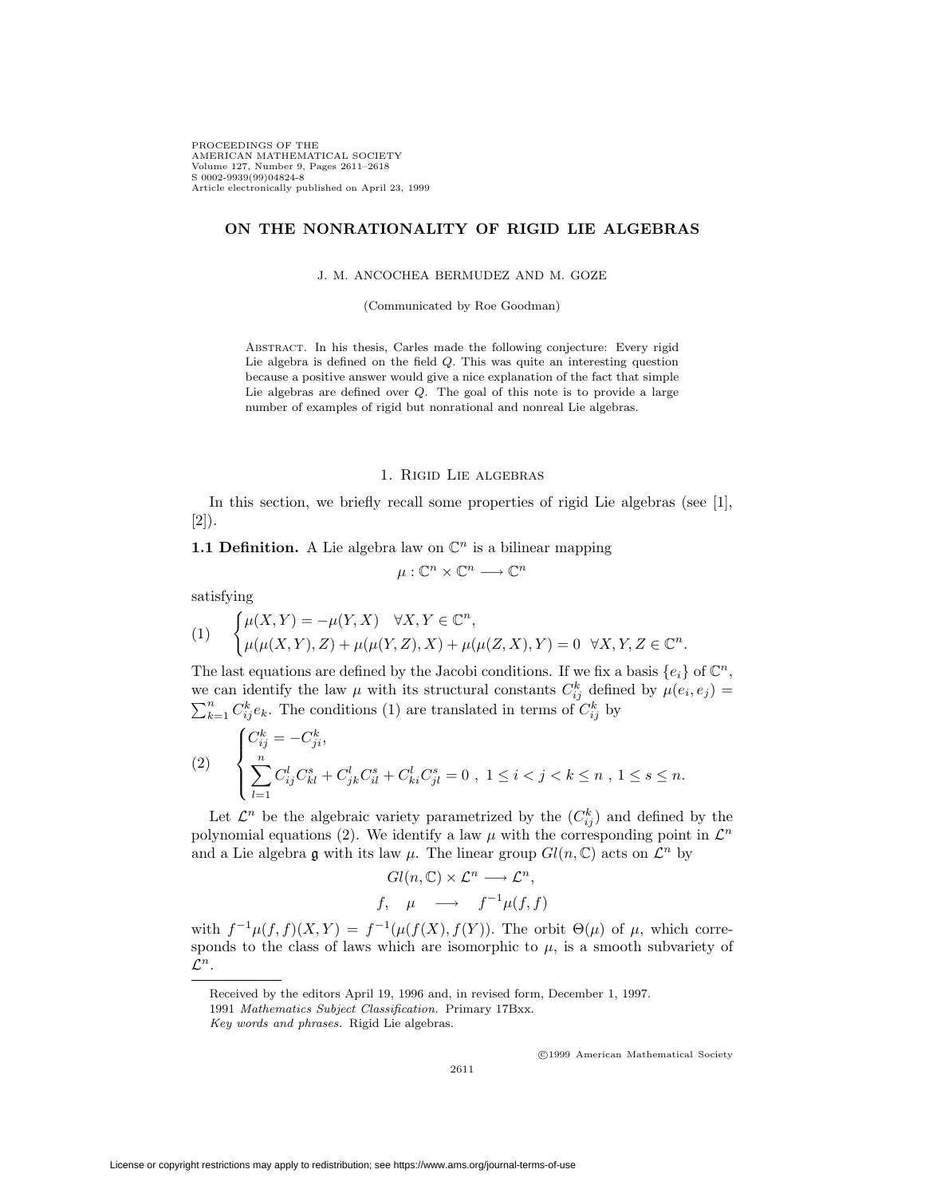# ON THE NONRATIONALITY OF RIGID LIE ALGEBRAS

J. M. ANCOCHEA BERMUDEZ AND M. GOZE

(Communicated by Roe Goodman)

Abstract. In his thesis, Carles made the following conjecture: Every rigid Lie algebra is defined on the field $Q$. This was quite an interesting question because a positive answer would give a nice explanation of the fact that simple Lie algebras are defined over $Q$. The goal of this note is to provide a large number of examples of rigid but nonrational and nonreal Lie algebras.

## 1. Rigid Lie algebras

In this section, we briefly recall some properties of rigid Lie algebras (see [1], [2]).

**1.1 Definition.** A Lie algebra law on $\mathbb{C}^n$ is a bilinear mapping

$$\mu : \mathbb{C}^n \times \mathbb{C}^n \longrightarrow \mathbb{C}^n$$

satisfying

$$(1) \qquad \begin{cases} \mu(X,Y) = -\mu(Y,X) \quad \forall X,Y \in \mathbb{C}^n, \\ \mu(\mu(X,Y),Z) + \mu(\mu(Y,Z),X) + \mu(\mu(Z,X),Y) = 0 \quad \forall X,Y,Z \in \mathbb{C}^n. \end{cases}$$

The last equations are defined by the Jacobi conditions. If we fix a basis $\{e_i\}$ of $\mathbb{C}^n$, we can identify the law $\mu$ with its structural constants $C_{ij}^k$ defined by $\mu(e_i,e_j) = \sum_{k=1}^n C_{ij}^k e_k$. The conditions (1) are translated in terms of $C_{ij}^k$ by

$$(2) \qquad \begin{cases} C_{ij}^k = -C_{ji}^k, \\ \displaystyle\sum_{l=1}^n C_{ij}^l C_{kl}^s + C_{jk}^l C_{il}^s + C_{ki}^l C_{jl}^s = 0 \ , \ 1 \leq i < j < k \leq n \ , \ 1 \leq s \leq n. \end{cases}$$

Let $\mathcal{L}^n$ be the algebraic variety parametrized by the $(C_{ij}^k)$ and defined by the polynomial equations (2). We identify a law $\mu$ with the corresponding point in $\mathcal{L}^n$ and a Lie algebra $\mathfrak{g}$ with its law $\mu$. The linear group $Gl(n,\mathbb{C})$ acts on $\mathcal{L}^n$ by

$$Gl(n,\mathbb{C}) \times \mathcal{L}^n \longrightarrow \mathcal{L}^n,$$

$$f, \quad \mu \quad \longrightarrow \quad f^{-1}\mu(f,f)$$

with $f^{-1}\mu(f,f)(X,Y) = f^{-1}(\mu(f(X),f(Y)))$. The orbit $\Theta(\mu)$ of $\mu$, which corresponds to the class of laws which are isomorphic to $\mu$, is a smooth subvariety of $\mathcal{L}^n$.

Received by the editors April 19, 1996 and, in revised form, December 1, 1997.

1991 *Mathematics Subject Classification.* Primary 17Bxx.

*Key words and phrases.* Rigid Lie algebras.

©1999 American Mathematical Society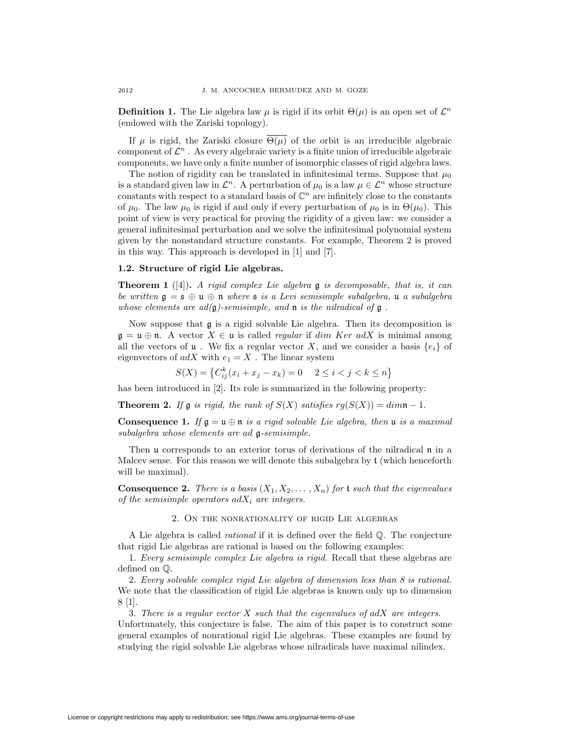**Definition 1.** The Lie algebra law $\mu$ is rigid if its orbit $\Theta(\mu)$ is an open set of $\mathcal{L}^n$ (endowed with the Zariski topology).

If $\mu$ is rigid, the Zariski closure $\overline{\Theta(\mu)}$ of the orbit is an irreducible algebraic component of $\mathcal{L}^n$ . As every algebraic variety is a finite union of irreducible algebraic components, we have only a finite number of isomorphic classes of rigid algebra laws.

The notion of rigidity can be translated in infinitesimal terms. Suppose that $\mu_0$ is a standard given law in $\mathcal{L}^n$. A perturbation of $\mu_0$ is a law $\mu \in \mathcal{L}^n$ whose structure constants with respect to a standard basis of $\mathbb{C}^n$ are infinitely close to the constants of $\mu_0$. The law $\mu_0$ is rigid if and only if every perturbation of $\mu_0$ is in $\Theta(\mu_0)$. This point of view is very practical for proving the rigidity of a given law: we consider a general infinitesimal perturbation and we solve the infinitesimal polynomial system given by the nonstandard structure constants. For example, Theorem 2 is proved in this way. This approach is developed in [1] and [7].

### 1.2. Structure of rigid Lie algebras.

**Theorem 1** ([4])**.** *A rigid complex Lie algebra $\mathfrak{g}$ is decomposable, that is, it can be written $\mathfrak{g} = \mathfrak{s} \oplus \mathfrak{u} \oplus \mathfrak{n}$ where $\mathfrak{s}$ is a Levi semisimple subalgebra, $\mathfrak{u}$ a subalgebra whose elements are ad($\mathfrak{g}$)-semisimple, and $\mathfrak{n}$ is the nilradical of $\mathfrak{g}$ .*

Now suppose that $\mathfrak{g}$ is a rigid solvable Lie algebra. Then its decomposition is $\mathfrak{g} = \mathfrak{u} \oplus \mathfrak{n}$. A vector $X \in \mathfrak{u}$ is called *regular* if $dim\ Ker\ adX$ is minimal among all the vectors of $\mathfrak{u}$ . We fix a regular vector $X$, and we consider a basis $\{e_i\}$ of eigenvectors of $adX$ with $e_1 = X$ . The linear system

$$S(X) = \left\{C_{ij}^k(x_i + x_j - x_k) = 0 \quad 2 \leq i < j < k \leq n\right\}$$

has been introduced in [2]. Its role is summarized in the following property:

**Theorem 2.** *If $\mathfrak{g}$ is rigid, the rank of $S(X)$ satisfies $rg(S(X)) = dim\mathfrak{n} - 1$.*

**Consequence 1.** *If $\mathfrak{g} = \mathfrak{u} \oplus \mathfrak{n}$ is a rigid solvable Lie algebra, then $\mathfrak{u}$ is a maximal subalgebra whose elements are ad $\mathfrak{g}$-semisimple.*

Then $\mathfrak{u}$ corresponds to an exterior torus of derivations of the nilradical $\mathfrak{n}$ in a Malcev sense. For this reason we will denote this subalgebra by $\mathfrak{t}$ (which henceforth will be maximal).

**Consequence 2.** *There is a basis $(X_1, X_2, \ldots, X_n)$ for $\mathfrak{t}$ such that the eigenvalues of the semisimple operators $adX_i$ are integers.*

## 2. On the nonrationality of rigid Lie algebras

A Lie algebra is called *rational* if it is defined over the field $\mathbb{Q}$. The conjecture that rigid Lie algebras are rational is based on the following examples:

1. *Every semisimple complex Lie algebra is rigid.* Recall that these algebras are defined on $\mathbb{Q}$.

2. *Every solvable complex rigid Lie algebra of dimension less than 8 is rational.* We note that the classification of rigid Lie algebras is known only up to dimension 8 [1].

3. *There is a regular vector $X$ such that the eigenvalues of $adX$ are integers.* Unfortunately, this conjecture is false. The aim of this paper is to construct some general examples of nonrational rigid Lie algebras. These examples are found by studying the rigid solvable Lie algebras whose nilradicals have maximal nilindex.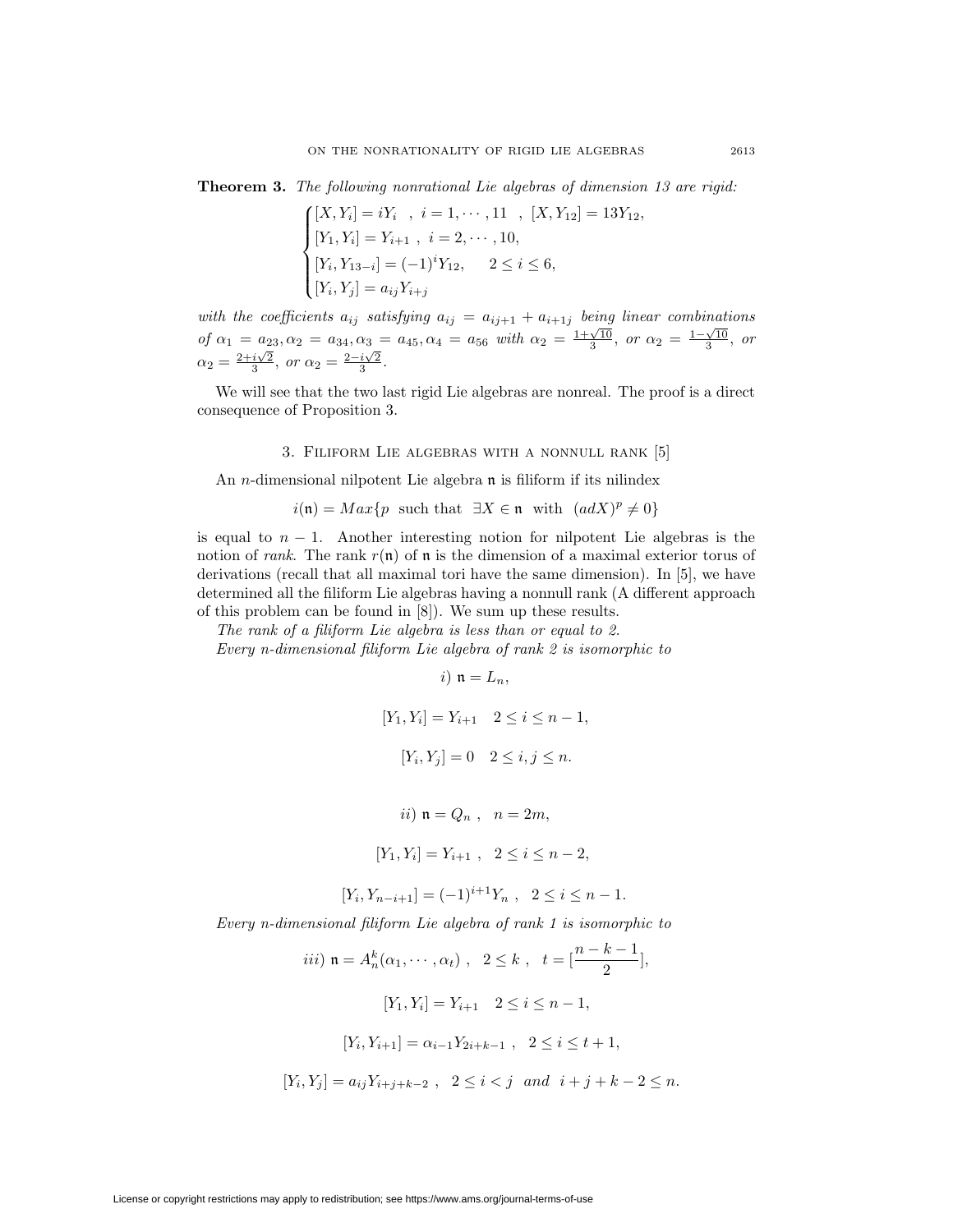**Theorem 3.** *The following nonrational Lie algebras of dimension 13 are rigid:*

$$\begin{cases} [X, Y_i] = iY_i \ \ , \ i = 1, \cdots, 11 \ \ , \ [X, Y_{12}] = 13Y_{12}, \\ [Y_1, Y_i] = Y_{i+1} \ , \ i = 2, \cdots, 10, \\ [Y_i, Y_{13-i}] = (-1)^i Y_{12}, \quad 2 \le i \le 6, \\ [Y_i, Y_j] = a_{ij} Y_{i+j} \end{cases}$$

*with the coefficients $a_{ij}$ satisfying $a_{ij} = a_{ij+1} + a_{i+1j}$ being linear combinations of $\alpha_1 = a_{23}, \alpha_2 = a_{34}, \alpha_3 = a_{45}, \alpha_4 = a_{56}$ with $\alpha_2 = \frac{1+\sqrt{10}}{3}$, or $\alpha_2 = \frac{1-\sqrt{10}}{3}$, or $\alpha_2 = \frac{2+i\sqrt{2}}{3}$, or $\alpha_2 = \frac{2-i\sqrt{2}}{3}$.*

We will see that the two last rigid Lie algebras are nonreal. The proof is a direct consequence of Proposition 3.

## 3. Filiform Lie algebras with a nonnull rank [5]

An $n$-dimensional nilpotent Lie algebra $\mathfrak{n}$ is filiform if its nilindex

$$i(\mathfrak{n}) = Max\{p \ \text{ such that } \ \exists X \in \mathfrak{n} \ \text{ with } \ (adX)^p \neq 0\}$$

is equal to $n-1$. Another interesting notion for nilpotent Lie algebras is the notion of *rank*. The rank $r(\mathfrak{n})$ of $\mathfrak{n}$ is the dimension of a maximal exterior torus of derivations (recall that all maximal tori have the same dimension). In [5], we have determined all the filiform Lie algebras having a nonnull rank (A different approach of this problem can be found in [8]). We sum up these results.

*The rank of a filiform Lie algebra is less than or equal to 2.*

*Every $n$-dimensional filiform Lie algebra of rank 2 is isomorphic to*

$$i) \ \mathfrak{n} = L_n,$$

$$[Y_1, Y_i] = Y_{i+1} \quad 2 \le i \le n-1,$$

$$[Y_i, Y_j] = 0 \quad 2 \le i, j \le n.$$

$$ii) \ \mathfrak{n} = Q_n \ , \ \ n = 2m,$$

$$[Y_1, Y_i] = Y_{i+1} \ , \ \ 2 \le i \le n-2,$$

$$[Y_i, Y_{n-i+1}] = (-1)^{i+1} Y_n \ , \ \ 2 \le i \le n-1.$$

*Every $n$-dimensional filiform Lie algebra of rank 1 is isomorphic to*

$$iii) \ \mathfrak{n} = A_n^k(\alpha_1, \cdots, \alpha_t) \ , \ \ 2 \le k \ , \ \ t = [\frac{n-k-1}{2}],$$

$$[Y_1, Y_i] = Y_{i+1} \quad 2 \le i \le n-1,$$

$$[Y_i, Y_{i+1}] = \alpha_{i-1} Y_{2i+k-1} \ , \ \ 2 \le i \le t+1,$$

$$[Y_i, Y_j] = a_{ij} Y_{i+j+k-2} \ , \ \ 2 \le i < j \ \ \text{and} \ \ i+j+k-2 \le n.$$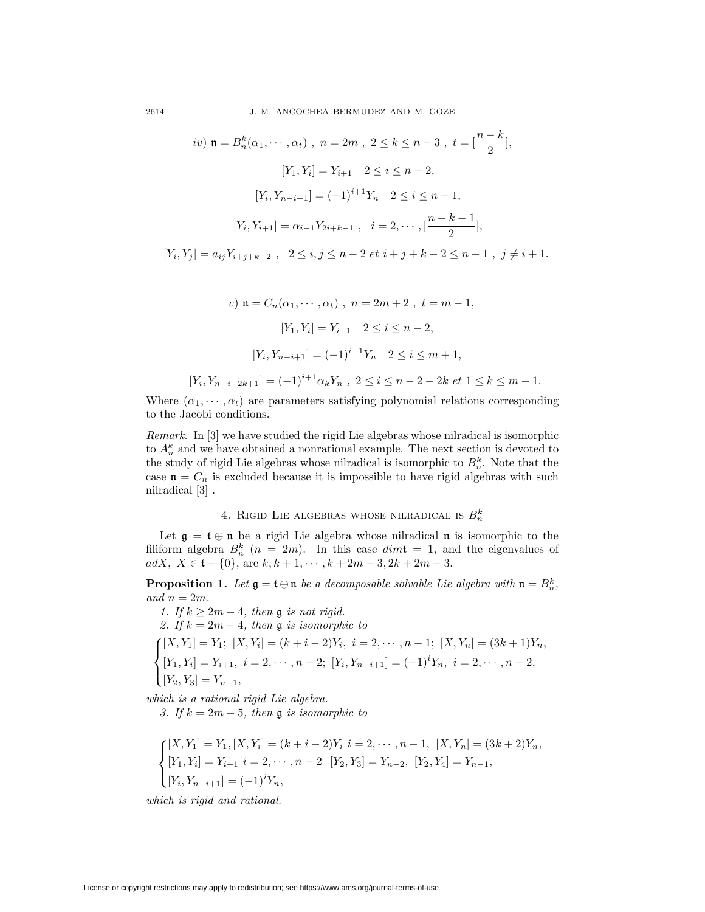$iv)$ $\mathfrak{n} = B_n^k(\alpha_1, \cdots, \alpha_t)$ , $n = 2m$ , $2 \leq k \leq n-3$ , $t = [\frac{n-k}{2}]$,

$$[Y_1, Y_i] = Y_{i+1} \quad 2 \leq i \leq n-2,$$

$$[Y_i, Y_{n-i+1}] = (-1)^{i+1} Y_n \quad 2 \leq i \leq n-1,$$

$$[Y_i, Y_{i+1}] = \alpha_{i-1} Y_{2i+k-1} \ , \quad i = 2, \cdots, [\frac{n-k-1}{2}],$$

$$[Y_i, Y_j] = a_{ij} Y_{i+j+k-2} \ , \quad 2 \leq i, j \leq n-2 \ et \ i+j+k-2 \leq n-1 \ , \ j \neq i+1.$$

$v)$ $\mathfrak{n} = C_n(\alpha_1, \cdots, \alpha_t)$ , $n = 2m+2$ , $t = m-1$,

$$[Y_1, Y_i] = Y_{i+1} \quad 2 \leq i \leq n-2,$$

$$[Y_i, Y_{n-i+1}] = (-1)^{i-1} Y_n \quad 2 \leq i \leq m+1,$$

$$[Y_i, Y_{n-i-2k+1}] = (-1)^{i+1} \alpha_k Y_n \ , \ 2 \leq i \leq n-2-2k \ et \ 1 \leq k \leq m-1.$$

Where $(\alpha_1, \cdots, \alpha_t)$ are parameters satisfying polynomial relations corresponding to the Jacobi conditions.

*Remark.* In [3] we have studied the rigid Lie algebras whose nilradical is isomorphic to $A_n^k$ and we have obtained a nonrational example. The next section is devoted to the study of rigid Lie algebras whose nilradical is isomorphic to $B_n^k$. Note that the case $\mathfrak{n} = C_n$ is excluded because it is impossible to have rigid algebras with such nilradical [3] .

## 4. Rigid Lie algebras whose nilradical is $B_n^k$

Let $\mathfrak{g} = \mathfrak{t} \oplus \mathfrak{n}$ be a rigid Lie algebra whose nilradical $\mathfrak{n}$ is isomorphic to the filiform algebra $B_n^k$ $(n = 2m)$. In this case $dim\mathfrak{t} = 1$, and the eigenvalues of $adX$, $X \in \mathfrak{t} - \{0\}$, are $k, k+1, \cdots, k+2m-3, 2k+2m-3$.

**Proposition 1.** *Let $\mathfrak{g} = \mathfrak{t} \oplus \mathfrak{n}$ be a decomposable solvable Lie algebra with $\mathfrak{n} = B_n^k$, and $n = 2m$.*

*1. If $k \geq 2m-4$, then $\mathfrak{g}$ is not rigid.*

*2. If $k = 2m-4$, then $\mathfrak{g}$ is isomorphic to*

$$\begin{cases} [X, Y_1] = Y_1; \ [X, Y_i] = (k+i-2)Y_i, \ i = 2, \cdots, n-1; \ [X, Y_n] = (3k+1)Y_n, \\ [Y_1, Y_i] = Y_{i+1}, \ i = 2, \cdots, n-2; \ [Y_i, Y_{n-i+1}] = (-1)^i Y_n, \ i = 2, \cdots, n-2, \\ [Y_2, Y_3] = Y_{n-1}, \end{cases}$$

*which is a rational rigid Lie algebra.*

*3. If $k = 2m-5$, then $\mathfrak{g}$ is isomorphic to*

$$\begin{cases} [X, Y_1] = Y_1, [X, Y_i] = (k+i-2)Y_i \ i = 2, \cdots, n-1, \ [X, Y_n] = (3k+2)Y_n, \\ [Y_1, Y_i] = Y_{i+1} \ i = 2, \cdots, n-2 \ \ [Y_2, Y_3] = Y_{n-2}, \ [Y_2, Y_4] = Y_{n-1}, \\ [Y_i, Y_{n-i+1}] = (-1)^i Y_n, \end{cases}$$

*which is rigid and rational.*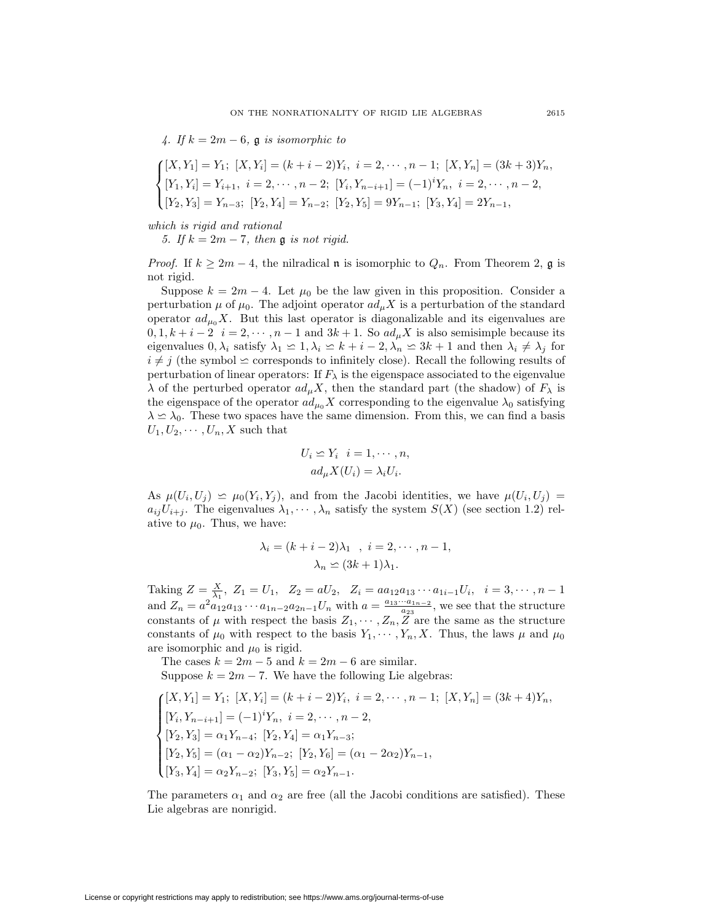*4. If $k = 2m - 6$, $\mathfrak{g}$ is isomorphic to*

$$
\begin{cases}
[X, Y_1] = Y_1;\ [X, Y_i] = (k + i - 2)Y_i,\ i = 2, \cdots, n-1;\ [X, Y_n] = (3k+3)Y_n,\\
[Y_1, Y_i] = Y_{i+1},\ i = 2, \cdots, n-2;\ [Y_i, Y_{n-i+1}] = (-1)^i Y_n,\ i = 2, \cdots, n-2,\\
[Y_2, Y_3] = Y_{n-3};\ [Y_2, Y_4] = Y_{n-2};\ [Y_2, Y_5] = 9Y_{n-1};\ [Y_3, Y_4] = 2Y_{n-1},
\end{cases}
$$

*which is rigid and rational*

*5. If $k = 2m - 7$, then $\mathfrak{g}$ is not rigid.*

*Proof.* If $k \geq 2m - 4$, the nilradical $\mathfrak{n}$ is isomorphic to $Q_n$. From Theorem 2, $\mathfrak{g}$ is not rigid.

Suppose $k = 2m - 4$. Let $\mu_0$ be the law given in this proposition. Consider a perturbation $\mu$ of $\mu_0$. The adjoint operator $ad_\mu X$ is a perturbation of the standard operator $ad_{\mu_0} X$. But this last operator is diagonalizable and its eigenvalues are $0, 1, k + i - 2 \;\; i = 2, \cdots, n-1$ and $3k + 1$. So $ad_\mu X$ is also semisimple because its eigenvalues $0, \lambda_i$ satisfy $\lambda_1 \simeq 1, \lambda_i \simeq k + i - 2, \lambda_n \simeq 3k + 1$ and then $\lambda_i \neq \lambda_j$ for $i \neq j$ (the symbol $\simeq$ corresponds to infinitely close). Recall the following results of perturbation of linear operators: If $F_\lambda$ is the eigenspace associated to the eigenvalue $\lambda$ of the perturbed operator $ad_\mu X$, then the standard part (the shadow) of $F_\lambda$ is the eigenspace of the operator $ad_{\mu_0} X$ corresponding to the eigenvalue $\lambda_0$ satisfying $\lambda \simeq \lambda_0$. These two spaces have the same dimension. From this, we can find a basis $U_1, U_2, \cdots, U_n, X$ such that

$$
\begin{aligned}
U_i &\simeq Y_i \;\; i = 1, \cdots, n,\\
ad_\mu X(U_i) &= \lambda_i U_i.
\end{aligned}
$$

As $\mu(U_i, U_j) \simeq \mu_0(Y_i, Y_j)$, and from the Jacobi identities, we have $\mu(U_i, U_j) = a_{ij} U_{i+j}$. The eigenvalues $\lambda_1, \cdots, \lambda_n$ satisfy the system $S(X)$ (see section 1.2) relative to $\mu_0$. Thus, we have:

$$
\begin{aligned}
\lambda_i &= (k + i - 2)\lambda_1 \;\; , \; i = 2, \cdots, n-1,\\
\lambda_n &\simeq (3k + 1)\lambda_1.
\end{aligned}
$$

Taking $Z = \frac{X}{\lambda_1},\ Z_1 = U_1,\ \ Z_2 = aU_2,\ \ Z_i = aa_{12}a_{13}\cdots a_{1i-1}U_i,\ \ i = 3, \cdots, n-1$ and $Z_n = a^2 a_{12}a_{13}\cdots a_{1n-2}a_{2n-1}U_n$ with $a = \frac{a_{13}\cdots a_{1n-2}}{a_{23}}$, we see that the structure constants of $\mu$ with respect the basis $Z_1, \cdots, Z_n, Z$ are the same as the structure constants of $\mu_0$ with respect to the basis $Y_1, \cdots, Y_n, X$. Thus, the laws $\mu$ and $\mu_0$ are isomorphic and $\mu_0$ is rigid.

The cases $k = 2m - 5$ and $k = 2m - 6$ are similar.

Suppose $k = 2m - 7$. We have the following Lie algebras:

$$
\begin{cases}
[X, Y_1] = Y_1;\ [X, Y_i] = (k + i - 2)Y_i,\ i = 2, \cdots, n-1;\ [X, Y_n] = (3k+4)Y_n,\\
[Y_i, Y_{n-i+1}] = (-1)^i Y_n,\ i = 2, \cdots, n-2,\\
[Y_2, Y_3] = \alpha_1 Y_{n-4};\ [Y_2, Y_4] = \alpha_1 Y_{n-3};\\
[Y_2, Y_5] = (\alpha_1 - \alpha_2)Y_{n-2};\ [Y_2, Y_6] = (\alpha_1 - 2\alpha_2)Y_{n-1},\\
[Y_3, Y_4] = \alpha_2 Y_{n-2};\ [Y_3, Y_5] = \alpha_2 Y_{n-1}.
\end{cases}
$$

The parameters $\alpha_1$ and $\alpha_2$ are free (all the Jacobi conditions are satisfied). These Lie algebras are nonrigid.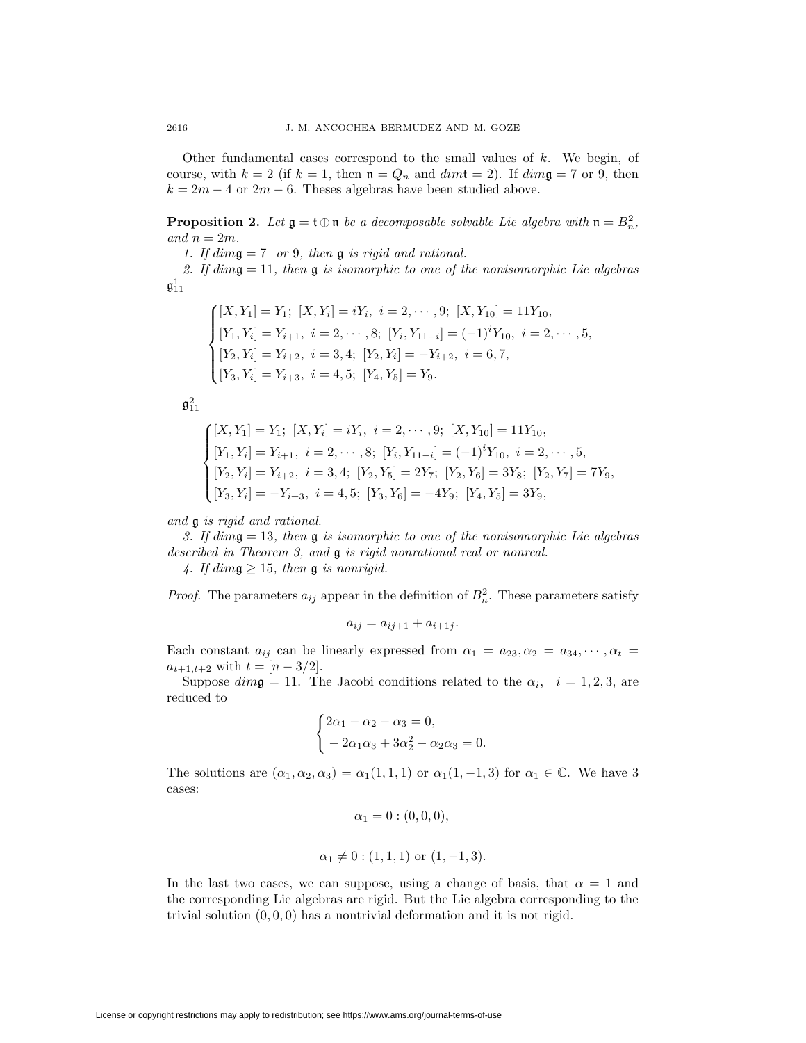Other fundamental cases correspond to the small values of $k$. We begin, of course, with $k = 2$ (if $k = 1$, then $\mathfrak{n} = Q_n$ and $dim\mathfrak{t} = 2$). If $dim\mathfrak{g} = 7$ or 9, then $k = 2m - 4$ or $2m - 6$. Theses algebras have been studied above.

**Proposition 2.** *Let $\mathfrak{g} = \mathfrak{t} \oplus \mathfrak{n}$ be a decomposable solvable Lie algebra with $\mathfrak{n} = B_n^2$, and $n = 2m$.*

*1. If $dim\mathfrak{g} = 7$ or 9, then $\mathfrak{g}$ is rigid and rational.*

*2. If $dim\mathfrak{g} = 11$, then $\mathfrak{g}$ is isomorphic to one of the nonisomorphic Lie algebras* $\mathfrak{g}_{11}^1$

$$
\begin{cases}
[X, Y_1] = Y_1;\ [X, Y_i] = iY_i,\ i = 2, \cdots, 9;\ [X, Y_{10}] = 11Y_{10}, \\
[Y_1, Y_i] = Y_{i+1},\ i = 2, \cdots, 8;\ [Y_i, Y_{11-i}] = (-1)^i Y_{10},\ i = 2, \cdots, 5, \\
[Y_2, Y_i] = Y_{i+2},\ i = 3, 4;\ [Y_2, Y_i] = -Y_{i+2},\ i = 6, 7, \\
[Y_3, Y_i] = Y_{i+3},\ i = 4, 5;\ [Y_4, Y_5] = Y_9.
\end{cases}
$$

$\mathfrak{g}_{11}^2$

$$
\begin{cases}
[X, Y_1] = Y_1;\ [X, Y_i] = iY_i,\ i = 2, \cdots, 9;\ [X, Y_{10}] = 11Y_{10}, \\
[Y_1, Y_i] = Y_{i+1},\ i = 2, \cdots, 8;\ [Y_i, Y_{11-i}] = (-1)^i Y_{10},\ i = 2, \cdots, 5, \\
[Y_2, Y_i] = Y_{i+2},\ i = 3, 4;\ [Y_2, Y_5] = 2Y_7;\ [Y_2, Y_6] = 3Y_8;\ [Y_2, Y_7] = 7Y_9, \\
[Y_3, Y_i] = -Y_{i+3},\ i = 4, 5;\ [Y_3, Y_6] = -4Y_9;\ [Y_4, Y_5] = 3Y_9,
\end{cases}
$$

*and $\mathfrak{g}$ is rigid and rational.*

*3. If $dim\mathfrak{g} = 13$, then $\mathfrak{g}$ is isomorphic to one of the nonisomorphic Lie algebras described in Theorem 3, and $\mathfrak{g}$ is rigid nonrational real or nonreal.*

*4. If $dim\mathfrak{g} \geq 15$, then $\mathfrak{g}$ is nonrigid.*

*Proof.* The parameters $a_{ij}$ appear in the definition of $B_n^2$. These parameters satisfy

$$a_{ij} = a_{ij+1} + a_{i+1j}.$$

Each constant $a_{ij}$ can be linearly expressed from $\alpha_1 = a_{23}, \alpha_2 = a_{34}, \cdots, \alpha_t = a_{t+1,t+2}$ with $t = [n - 3/2]$.

Suppose $dim\mathfrak{g} = 11$. The Jacobi conditions related to the $\alpha_i$, $i = 1, 2, 3$, are reduced to

$$
\begin{cases}
2\alpha_1 - \alpha_2 - \alpha_3 = 0, \\
-2\alpha_1\alpha_3 + 3\alpha_2^2 - \alpha_2\alpha_3 = 0.
\end{cases}
$$

The solutions are $(\alpha_1, \alpha_2, \alpha_3) = \alpha_1(1, 1, 1)$ or $\alpha_1(1, -1, 3)$ for $\alpha_1 \in \mathbb{C}$. We have 3 cases:

$$\alpha_1 = 0 : (0, 0, 0),$$

$$\alpha_1 \neq 0 : (1, 1, 1) \text{ or } (1, -1, 3).$$

In the last two cases, we can suppose, using a change of basis, that $\alpha = 1$ and the corresponding Lie algebras are rigid. But the Lie algebra corresponding to the trivial solution $(0, 0, 0)$ has a nontrivial deformation and it is not rigid.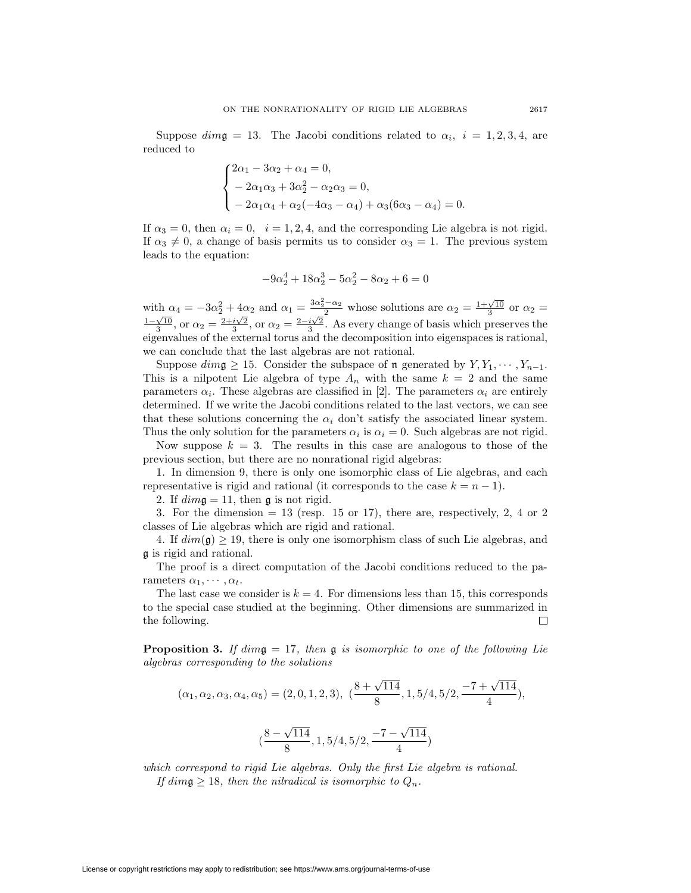Suppose $dim\mathfrak{g} = 13$. The Jacobi conditions related to $\alpha_i$, $i = 1, 2, 3, 4$, are reduced to

$$\begin{cases} 2\alpha_1 - 3\alpha_2 + \alpha_4 = 0, \\ -2\alpha_1\alpha_3 + 3\alpha_2^2 - \alpha_2\alpha_3 = 0, \\ -2\alpha_1\alpha_4 + \alpha_2(-4\alpha_3 - \alpha_4) + \alpha_3(6\alpha_3 - \alpha_4) = 0. \end{cases}$$

If $\alpha_3 = 0$, then $\alpha_i = 0$, $i = 1, 2, 4$, and the corresponding Lie algebra is not rigid. If $\alpha_3 \neq 0$, a change of basis permits us to consider $\alpha_3 = 1$. The previous system leads to the equation:

$$-9\alpha_2^4 + 18\alpha_2^3 - 5\alpha_2^2 - 8\alpha_2 + 6 = 0$$

with $\alpha_4 = -3\alpha_2^2 + 4\alpha_2$ and $\alpha_1 = \frac{3\alpha_2^2 - \alpha_2}{2}$ whose solutions are $\alpha_2 = \frac{1+\sqrt{10}}{3}$ or $\alpha_2 = \frac{1-\sqrt{10}}{3}$, or $\alpha_2 = \frac{2+i\sqrt{2}}{3}$, or $\alpha_2 = \frac{2-i\sqrt{2}}{3}$. As every change of basis which preserves the eigenvalues of the external torus and the decomposition into eigenspaces is rational, we can conclude that the last algebras are not rational.

Suppose $dim\mathfrak{g} \geq 15$. Consider the subspace of $\mathfrak{n}$ generated by $Y, Y_1, \cdots, Y_{n-1}$. This is a nilpotent Lie algebra of type $A_n$ with the same $k = 2$ and the same parameters $\alpha_i$. These algebras are classified in [2]. The parameters $\alpha_i$ are entirely determined. If we write the Jacobi conditions related to the last vectors, we can see that these solutions concerning the $\alpha_i$ don't satisfy the associated linear system. Thus the only solution for the parameters $\alpha_i$ is $\alpha_i = 0$. Such algebras are not rigid.

Now suppose $k = 3$. The results in this case are analogous to those of the previous section, but there are no nonrational rigid algebras:

1. In dimension 9, there is only one isomorphic class of Lie algebras, and each representative is rigid and rational (it corresponds to the case $k = n - 1$).

2. If $dim\mathfrak{g} = 11$, then $\mathfrak{g}$ is not rigid.

3. For the dimension $= 13$ (resp. 15 or 17), there are, respectively, 2, 4 or 2 classes of Lie algebras which are rigid and rational.

4. If $dim(\mathfrak{g}) \geq 19$, there is only one isomorphism class of such Lie algebras, and $\mathfrak{g}$ is rigid and rational.

The proof is a direct computation of the Jacobi conditions reduced to the parameters $\alpha_1, \cdots, \alpha_t$.

The last case we consider is $k = 4$. For dimensions less than 15, this corresponds to the special case studied at the beginning. Other dimensions are summarized in the following. □

**Proposition 3.** *If $dim\mathfrak{g} = 17$, then $\mathfrak{g}$ is isomorphic to one of the following Lie algebras corresponding to the solutions*

$$(\alpha_1, \alpha_2, \alpha_3, \alpha_4, \alpha_5) = (2, 0, 1, 2, 3),\ (\frac{8 + \sqrt{114}}{8}, 1, 5/4, 5/2, \frac{-7 + \sqrt{114}}{4}),$$

$$(\frac{8 - \sqrt{114}}{8}, 1, 5/4, 5/2, \frac{-7 - \sqrt{114}}{4})$$

*which correspond to rigid Lie algebras. Only the first Lie algebra is rational.*

*If $dim\mathfrak{g} \geq 18$, then the nilradical is isomorphic to $Q_n$.*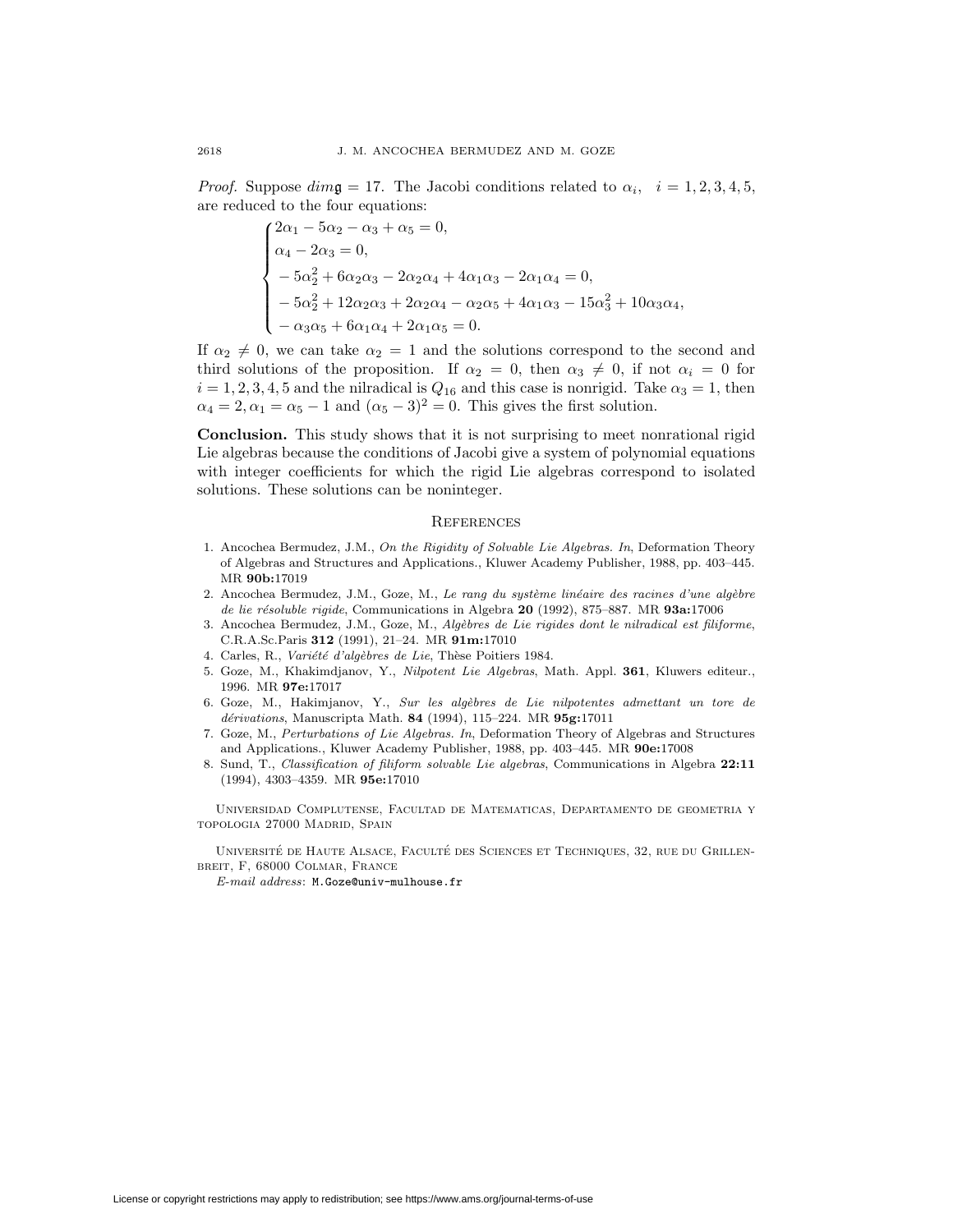*Proof.* Suppose $dim\mathfrak{g} = 17$. The Jacobi conditions related to $\alpha_i$, $i = 1, 2, 3, 4, 5$, are reduced to the four equations:

$$
\begin{cases}
2\alpha_1 - 5\alpha_2 - \alpha_3 + \alpha_5 = 0, \\
\alpha_4 - 2\alpha_3 = 0, \\
-5\alpha_2^2 + 6\alpha_2\alpha_3 - 2\alpha_2\alpha_4 + 4\alpha_1\alpha_3 - 2\alpha_1\alpha_4 = 0, \\
-5\alpha_2^2 + 12\alpha_2\alpha_3 + 2\alpha_2\alpha_4 - \alpha_2\alpha_5 + 4\alpha_1\alpha_3 - 15\alpha_3^2 + 10\alpha_3\alpha_4, \\
-\alpha_3\alpha_5 + 6\alpha_1\alpha_4 + 2\alpha_1\alpha_5 = 0.
\end{cases}
$$

If $\alpha_2 \neq 0$, we can take $\alpha_2 = 1$ and the solutions correspond to the second and third solutions of the proposition. If $\alpha_2 = 0$, then $\alpha_3 \neq 0$, if not $\alpha_i = 0$ for $i = 1, 2, 3, 4, 5$ and the nilradical is $Q_{16}$ and this case is nonrigid. Take $\alpha_3 = 1$, then $\alpha_4 = 2, \alpha_1 = \alpha_5 - 1$ and $(\alpha_5 - 3)^2 = 0$. This gives the first solution.

**Conclusion.** This study shows that it is not surprising to meet nonrational rigid Lie algebras because the conditions of Jacobi give a system of polynomial equations with integer coefficients for which the rigid Lie algebras correspond to isolated solutions. These solutions can be noninteger.

## References

1. Ancochea Bermudez, J.M., *On the Rigidity of Solvable Lie Algebras. In*, Deformation Theory of Algebras and Structures and Applications., Kluwer Academy Publisher, 1988, pp. 403–445. MR **90b:**17019
2. Ancochea Bermudez, J.M., Goze, M., *Le rang du système linéaire des racines d'une algèbre de lie résoluble rigide*, Communications in Algebra **20** (1992), 875–887. MR **93a:**17006
3. Ancochea Bermudez, J.M., Goze, M., *Algèbres de Lie rigides dont le nilradical est filiforme*, C.R.A.Sc.Paris **312** (1991), 21–24. MR **91m:**17010
4. Carles, R., *Variété d'algèbres de Lie*, Thèse Poitiers 1984.
5. Goze, M., Khakimdjanov, Y., *Nilpotent Lie Algebras*, Math. Appl. **361**, Kluwers editeur., 1996. MR **97e:**17017
6. Goze, M., Hakimjanov, Y., *Sur les algèbres de Lie nilpotentes admettant un tore de dérivations*, Manuscripta Math. **84** (1994), 115–224. MR **95g:**17011
7. Goze, M., *Perturbations of Lie Algebras. In*, Deformation Theory of Algebras and Structures and Applications., Kluwer Academy Publisher, 1988, pp. 403–445. MR **90e:**17008
8. Sund, T., *Classification of filiform solvable Lie algebras*, Communications in Algebra **22:11** (1994), 4303–4359. MR **95e:**17010

Universidad Complutense, Facultad de Matematicas, Departamento de geometria y topologia 27000 Madrid, Spain

Université de Haute Alsace, Faculté des Sciences et Techniques, 32, rue du Grillenbreit, F, 68000 Colmar, France

*E-mail address*: M.Goze@univ-mulhouse.fr